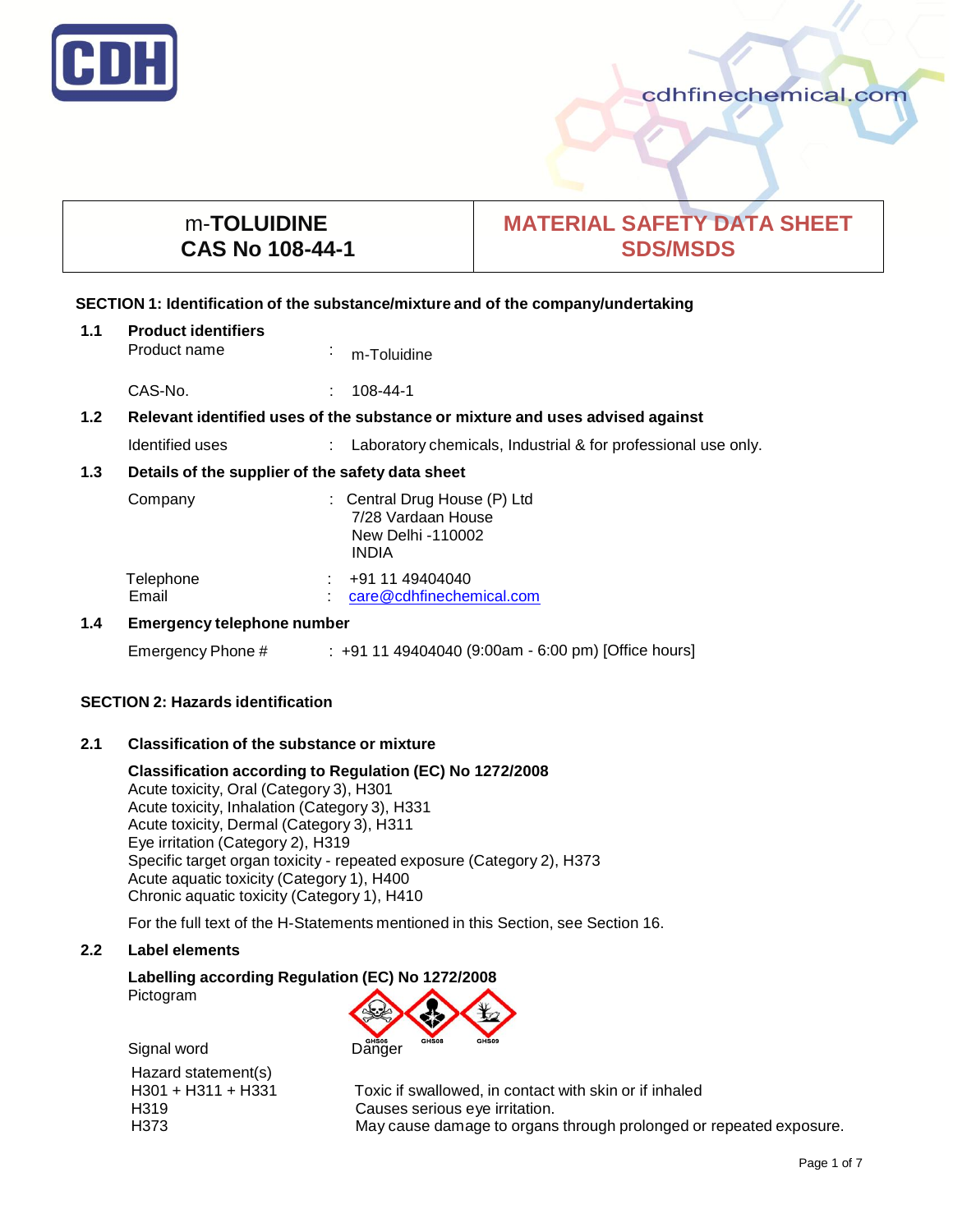# m-TOLUIDINE
# CAS No 108-44-1

# MATERIAL SAFETY DATA SHEET
# SDS/MSDS

## SECTION 1: Identification of the substance/mixture and of the company/undertaking

### 1.1 Product identifiers

| | | |
|---|---|---|
| Product name | : | m-Toluidine |
| CAS-No. | : | 108-44-1 |

### 1.2 Relevant identified uses of the substance or mixture and uses advised against

| | | |
|---|---|---|
| Identified uses | : | Laboratory chemicals, Industrial & for professional use only. |

### 1.3 Details of the supplier of the safety data sheet

| | | |
|---|---|---|
| Company | : | Central Drug House (P) Ltd<br>7/28 Vardaan House<br>New Delhi -110002<br>INDIA |
| Telephone | : | +91 11 49404040 |
| Email | : | care@cdhfinechemical.com |

### 1.4 Emergency telephone number

| | | |
|---|---|---|
| Emergency Phone # | : | +91 11 49404040 (9:00am - 6:00 pm) [Office hours] |

## SECTION 2: Hazards identification

### 2.1 Classification of the substance or mixture

**Classification according to Regulation (EC) No 1272/2008**

Acute toxicity, Oral (Category 3), H301
Acute toxicity, Inhalation (Category 3), H331
Acute toxicity, Dermal (Category 3), H311
Eye irritation (Category 2), H319
Specific target organ toxicity - repeated exposure (Category 2), H373
Acute aquatic toxicity (Category 1), H400
Chronic aquatic toxicity (Category 1), H410

For the full text of the H-Statements mentioned in this Section, see Section 16.

### 2.2 Label elements

**Labelling according Regulation (EC) No 1272/2008**

Pictogram: GHS06, GHS08, GHS09

Signal word: Danger

Hazard statement(s)

| | |
|---|---|
| H301 + H311 + H331 | Toxic if swallowed, in contact with skin or if inhaled |
| H319 | Causes serious eye irritation. |
| H373 | May cause damage to organs through prolonged or repeated exposure. |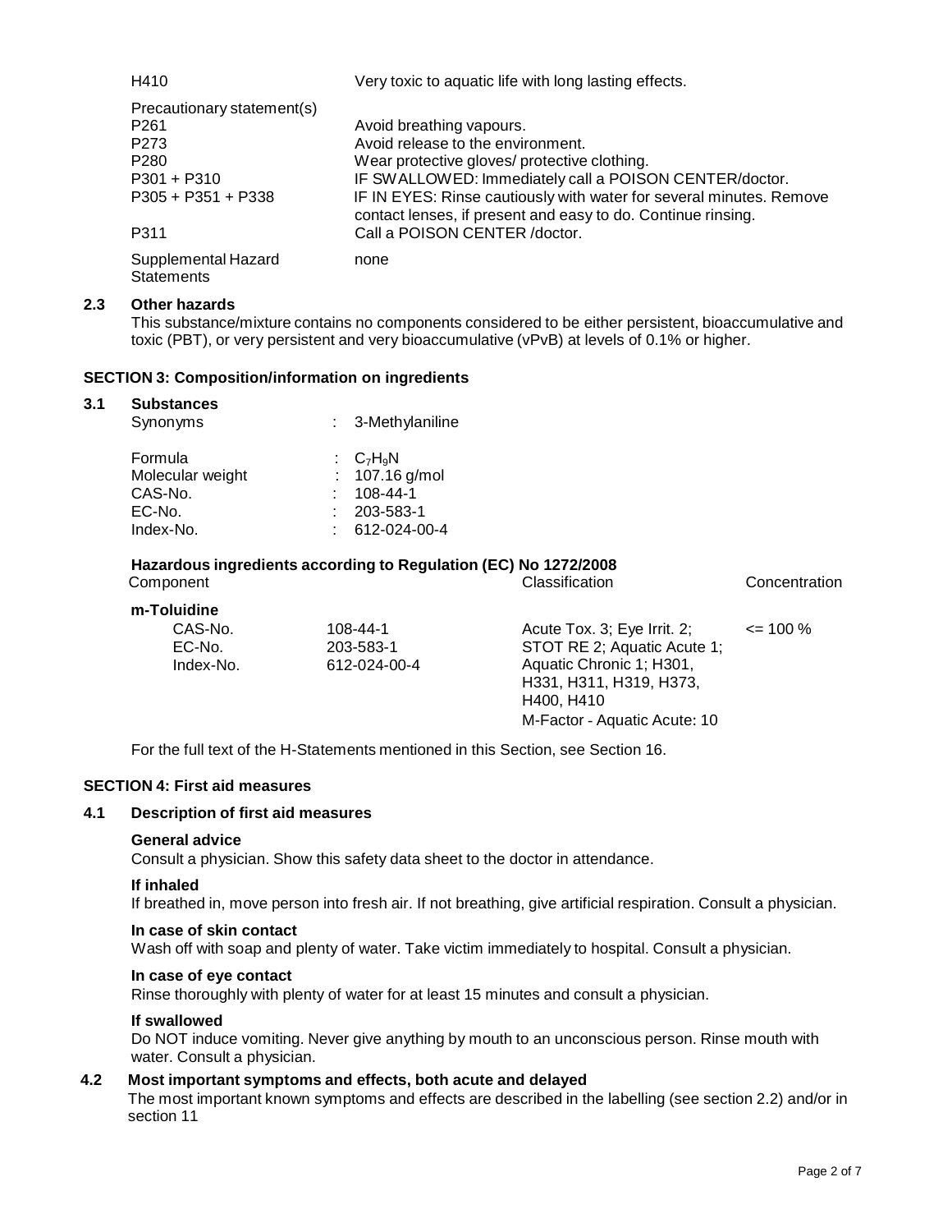| | |
|---|---|
| H410 | Very toxic to aquatic life with long lasting effects. |
| Precautionary statement(s) | |
| P261 | Avoid breathing vapours. |
| P273 | Avoid release to the environment. |
| P280 | Wear protective gloves/ protective clothing. |
| P301 + P310 | IF SWALLOWED: Immediately call a POISON CENTER/doctor. |
| P305 + P351 + P338 | IF IN EYES: Rinse cautiously with water for several minutes. Remove contact lenses, if present and easy to do. Continue rinsing. |
| P311 | Call a POISON CENTER /doctor. |
| Supplemental Hazard Statements | none |

### 2.3 Other hazards

This substance/mixture contains no components considered to be either persistent, bioaccumulative and toxic (PBT), or very persistent and very bioaccumulative (vPvB) at levels of 0.1% or higher.

## SECTION 3: Composition/information on ingredients

### 3.1 Substances

| | |
|---|---|
| Synonyms | : 3-Methylaniline |
| Formula | : $C_7H_9N$ |
| Molecular weight | : 107.16 g/mol |
| CAS-No. | : 108-44-1 |
| EC-No. | : 203-583-1 |
| Index-No. | : 612-024-00-4 |

**Hazardous ingredients according to Regulation (EC) No 1272/2008**

| Component | | Classification | Concentration |
|---|---|---|---|
| **m-Toluidine** | | | |
| CAS-No.<br>EC-No.<br>Index-No. | 108-44-1<br>203-583-1<br>612-024-00-4 | Acute Tox. 3; Eye Irrit. 2; STOT RE 2; Aquatic Acute 1; Aquatic Chronic 1; H301, H331, H311, H319, H373, H400, H410<br>M-Factor - Aquatic Acute: 10 | <= 100 % |

For the full text of the H-Statements mentioned in this Section, see Section 16.

## SECTION 4: First aid measures

### 4.1 Description of first aid measures

**General advice**

Consult a physician. Show this safety data sheet to the doctor in attendance.

**If inhaled**

If breathed in, move person into fresh air. If not breathing, give artificial respiration. Consult a physician.

**In case of skin contact**

Wash off with soap and plenty of water. Take victim immediately to hospital. Consult a physician.

**In case of eye contact**

Rinse thoroughly with plenty of water for at least 15 minutes and consult a physician.

**If swallowed**

Do NOT induce vomiting. Never give anything by mouth to an unconscious person. Rinse mouth with water. Consult a physician.

### 4.2 Most important symptoms and effects, both acute and delayed

The most important known symptoms and effects are described in the labelling (see section 2.2) and/or in section 11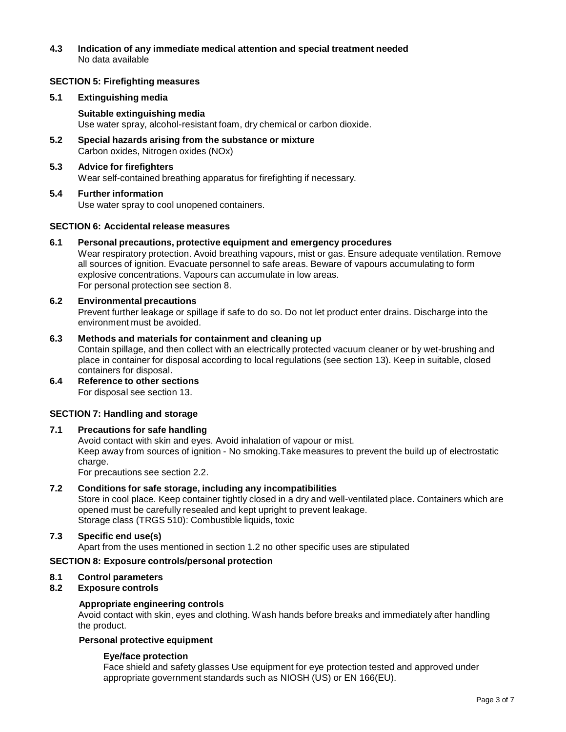### 4.3 Indication of any immediate medical attention and special treatment needed

No data available

## SECTION 5: Firefighting measures

### 5.1 Extinguishing media

**Suitable extinguishing media**

Use water spray, alcohol-resistant foam, dry chemical or carbon dioxide.

### 5.2 Special hazards arising from the substance or mixture

Carbon oxides, Nitrogen oxides (NOx)

### 5.3 Advice for firefighters

Wear self-contained breathing apparatus for firefighting if necessary.

### 5.4 Further information

Use water spray to cool unopened containers.

## SECTION 6: Accidental release measures

### 6.1 Personal precautions, protective equipment and emergency procedures

Wear respiratory protection. Avoid breathing vapours, mist or gas. Ensure adequate ventilation. Remove all sources of ignition. Evacuate personnel to safe areas. Beware of vapours accumulating to form explosive concentrations. Vapours can accumulate in low areas.
For personal protection see section 8.

### 6.2 Environmental precautions

Prevent further leakage or spillage if safe to do so. Do not let product enter drains. Discharge into the environment must be avoided.

### 6.3 Methods and materials for containment and cleaning up

Contain spillage, and then collect with an electrically protected vacuum cleaner or by wet-brushing and place in container for disposal according to local regulations (see section 13). Keep in suitable, closed containers for disposal.

### 6.4 Reference to other sections

For disposal see section 13.

## SECTION 7: Handling and storage

### 7.1 Precautions for safe handling

Avoid contact with skin and eyes. Avoid inhalation of vapour or mist.
Keep away from sources of ignition - No smoking.Take measures to prevent the build up of electrostatic charge.
For precautions see section 2.2.

### 7.2 Conditions for safe storage, including any incompatibilities

Store in cool place. Keep container tightly closed in a dry and well-ventilated place. Containers which are opened must be carefully resealed and kept upright to prevent leakage.
Storage class (TRGS 510): Combustible liquids, toxic

### 7.3 Specific end use(s)

Apart from the uses mentioned in section 1.2 no other specific uses are stipulated

## SECTION 8: Exposure controls/personal protection

### 8.1 Control parameters

### 8.2 Exposure controls

**Appropriate engineering controls**

Avoid contact with skin, eyes and clothing. Wash hands before breaks and immediately after handling the product.

**Personal protective equipment**

**Eye/face protection**

Face shield and safety glasses Use equipment for eye protection tested and approved under appropriate government standards such as NIOSH (US) or EN 166(EU).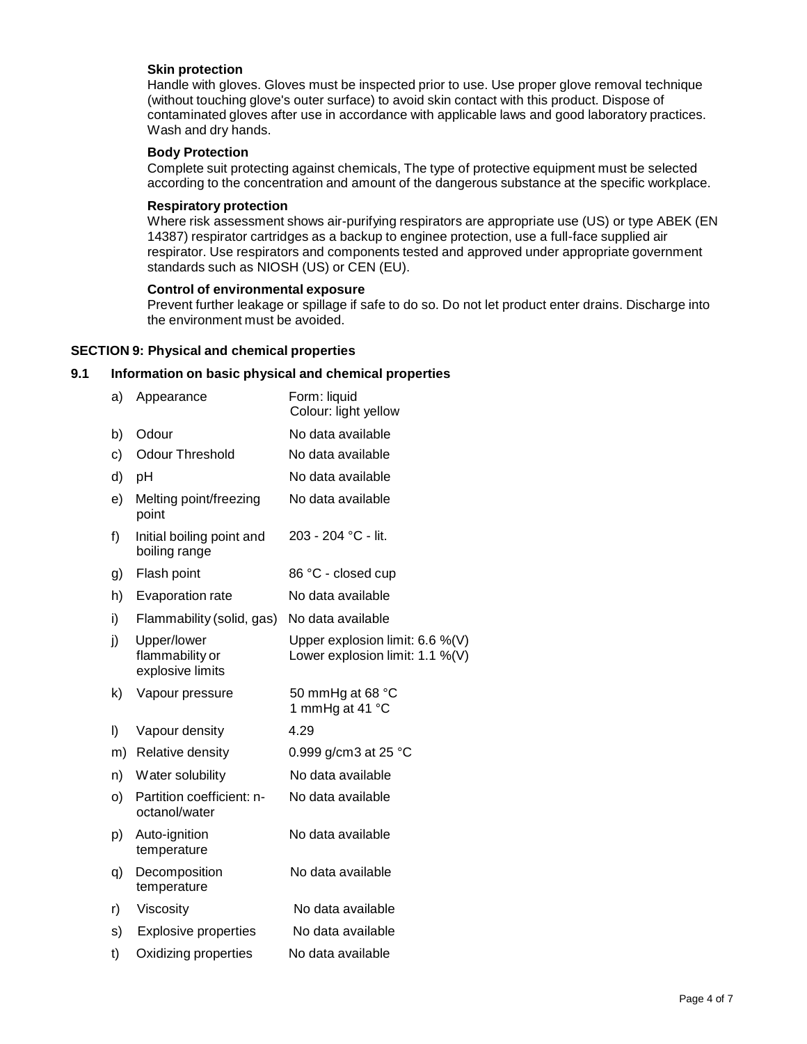**Skin protection**

Handle with gloves. Gloves must be inspected prior to use. Use proper glove removal technique (without touching glove's outer surface) to avoid skin contact with this product. Dispose of contaminated gloves after use in accordance with applicable laws and good laboratory practices. Wash and dry hands.

**Body Protection**

Complete suit protecting against chemicals, The type of protective equipment must be selected according to the concentration and amount of the dangerous substance at the specific workplace.

**Respiratory protection**

Where risk assessment shows air-purifying respirators are appropriate use (US) or type ABEK (EN 14387) respirator cartridges as a backup to enginee protection, use a full-face supplied air respirator. Use respirators and components tested and approved under appropriate government standards such as NIOSH (US) or CEN (EU).

**Control of environmental exposure**

Prevent further leakage or spillage if safe to do so. Do not let product enter drains. Discharge into the environment must be avoided.

## SECTION 9: Physical and chemical properties

### 9.1 Information on basic physical and chemical properties

| | Property | Value |
|---|---|---|
| a) | Appearance | Form: liquid<br>Colour: light yellow |
| b) | Odour | No data available |
| c) | Odour Threshold | No data available |
| d) | pH | No data available |
| e) | Melting point/freezing point | No data available |
| f) | Initial boiling point and boiling range | 203 - 204 °C - lit. |
| g) | Flash point | 86 °C - closed cup |
| h) | Evaporation rate | No data available |
| i) | Flammability (solid, gas) | No data available |
| j) | Upper/lower flammability or explosive limits | Upper explosion limit: 6.6 %(V)<br>Lower explosion limit: 1.1 %(V) |
| k) | Vapour pressure | 50 mmHg at 68 °C<br>1 mmHg at 41 °C |
| l) | Vapour density | 4.29 |
| m) | Relative density | 0.999 g/cm3 at 25 °C |
| n) | Water solubility | No data available |
| o) | Partition coefficient: n-octanol/water | No data available |
| p) | Auto-ignition temperature | No data available |
| q) | Decomposition temperature | No data available |
| r) | Viscosity | No data available |
| s) | Explosive properties | No data available |
| t) | Oxidizing properties | No data available |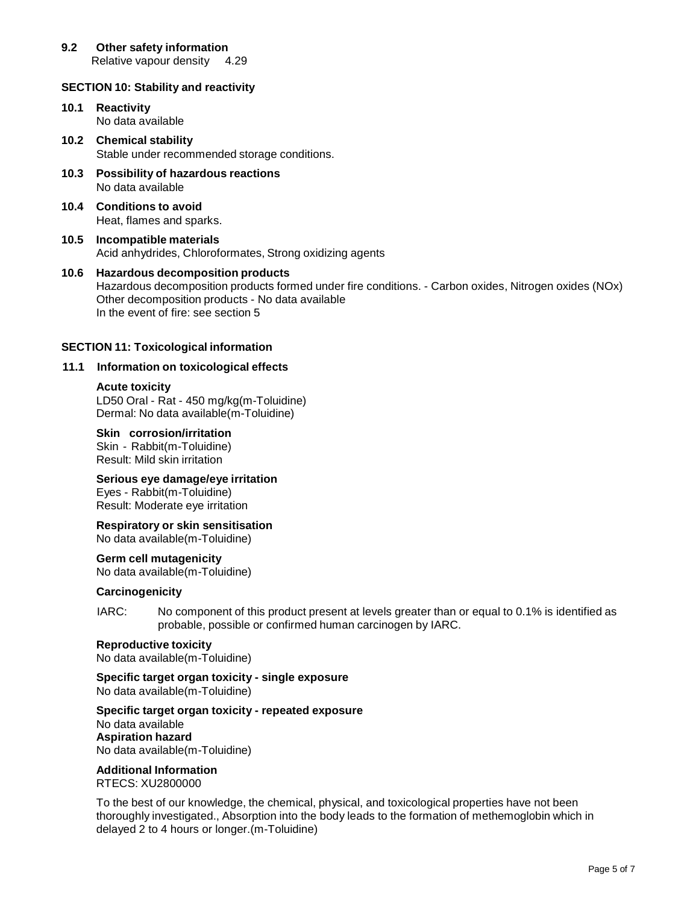### 9.2 Other safety information

Relative vapour density 4.29

## SECTION 10: Stability and reactivity

### 10.1 Reactivity

No data available

### 10.2 Chemical stability

Stable under recommended storage conditions.

### 10.3 Possibility of hazardous reactions

No data available

### 10.4 Conditions to avoid

Heat, flames and sparks.

### 10.5 Incompatible materials

Acid anhydrides, Chloroformates, Strong oxidizing agents

### 10.6 Hazardous decomposition products

Hazardous decomposition products formed under fire conditions. - Carbon oxides, Nitrogen oxides (NOx)
Other decomposition products - No data available
In the event of fire: see section 5

## SECTION 11: Toxicological information

### 11.1 Information on toxicological effects

**Acute toxicity**

LD50 Oral - Rat - 450 mg/kg(m-Toluidine)
Dermal: No data available(m-Toluidine)

**Skin corrosion/irritation**

Skin - Rabbit(m-Toluidine)
Result: Mild skin irritation

**Serious eye damage/eye irritation**

Eyes - Rabbit(m-Toluidine)
Result: Moderate eye irritation

**Respiratory or skin sensitisation**

No data available(m-Toluidine)

**Germ cell mutagenicity**

No data available(m-Toluidine)

**Carcinogenicity**

IARC: No component of this product present at levels greater than or equal to 0.1% is identified as probable, possible or confirmed human carcinogen by IARC.

**Reproductive toxicity**

No data available(m-Toluidine)

**Specific target organ toxicity - single exposure**

No data available(m-Toluidine)

**Specific target organ toxicity - repeated exposure**

No data available

**Aspiration hazard**

No data available(m-Toluidine)

**Additional Information**

RTECS: XU2800000

To the best of our knowledge, the chemical, physical, and toxicological properties have not been thoroughly investigated., Absorption into the body leads to the formation of methemoglobin which in delayed 2 to 4 hours or longer.(m-Toluidine)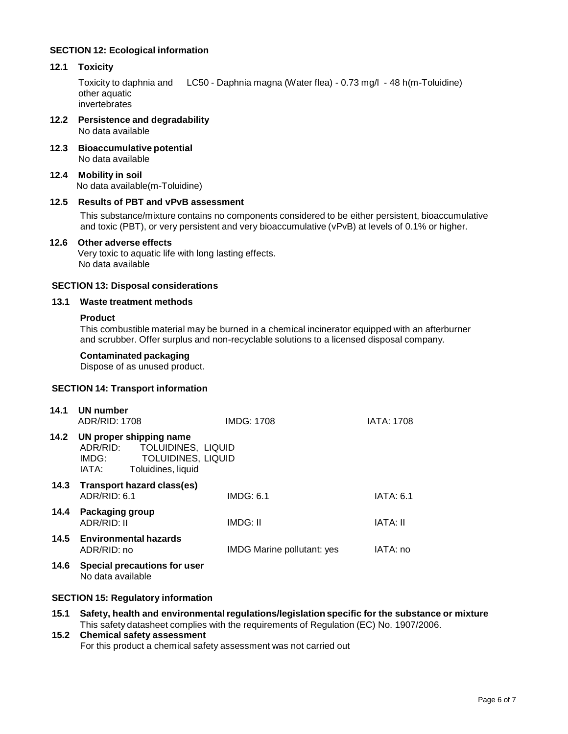## SECTION 12: Ecological information

### 12.1 Toxicity

| | |
|---|---|
| Toxicity to daphnia and other aquatic invertebrates | LC50 - Daphnia magna (Water flea) - 0.73 mg/l - 48 h(m-Toluidine) |

### 12.2 Persistence and degradability

No data available

### 12.3 Bioaccumulative potential

No data available

### 12.4 Mobility in soil

No data available(m-Toluidine)

### 12.5 Results of PBT and vPvB assessment

This substance/mixture contains no components considered to be either persistent, bioaccumulative and toxic (PBT), or very persistent and very bioaccumulative (vPvB) at levels of 0.1% or higher.

### 12.6 Other adverse effects

Very toxic to aquatic life with long lasting effects.
No data available

## SECTION 13: Disposal considerations

### 13.1 Waste treatment methods

**Product**

This combustible material may be burned in a chemical incinerator equipped with an afterburner and scrubber. Offer surplus and non-recyclable solutions to a licensed disposal company.

**Contaminated packaging**

Dispose of as unused product.

## SECTION 14: Transport information

### 14.1 UN number

| ADR/RID: 1708 | IMDG: 1708 | IATA: 1708 |
|---|---|---|

### 14.2 UN proper shipping name

ADR/RID: TOLUIDINES, LIQUID
IMDG: TOLUIDINES, LIQUID
IATA: Toluidines, liquid

### 14.3 Transport hazard class(es)

| ADR/RID: 6.1 | IMDG: 6.1 | IATA: 6.1 |
|---|---|---|

### 14.4 Packaging group

| ADR/RID: II | IMDG: II | IATA: II |
|---|---|---|

### 14.5 Environmental hazards

| ADR/RID: no | IMDG Marine pollutant: yes | IATA: no |
|---|---|---|

### 14.6 Special precautions for user

No data available

## SECTION 15: Regulatory information

### 15.1 Safety, health and environmental regulations/legislation specific for the substance or mixture

This safety datasheet complies with the requirements of Regulation (EC) No. 1907/2006.

### 15.2 Chemical safety assessment

For this product a chemical safety assessment was not carried out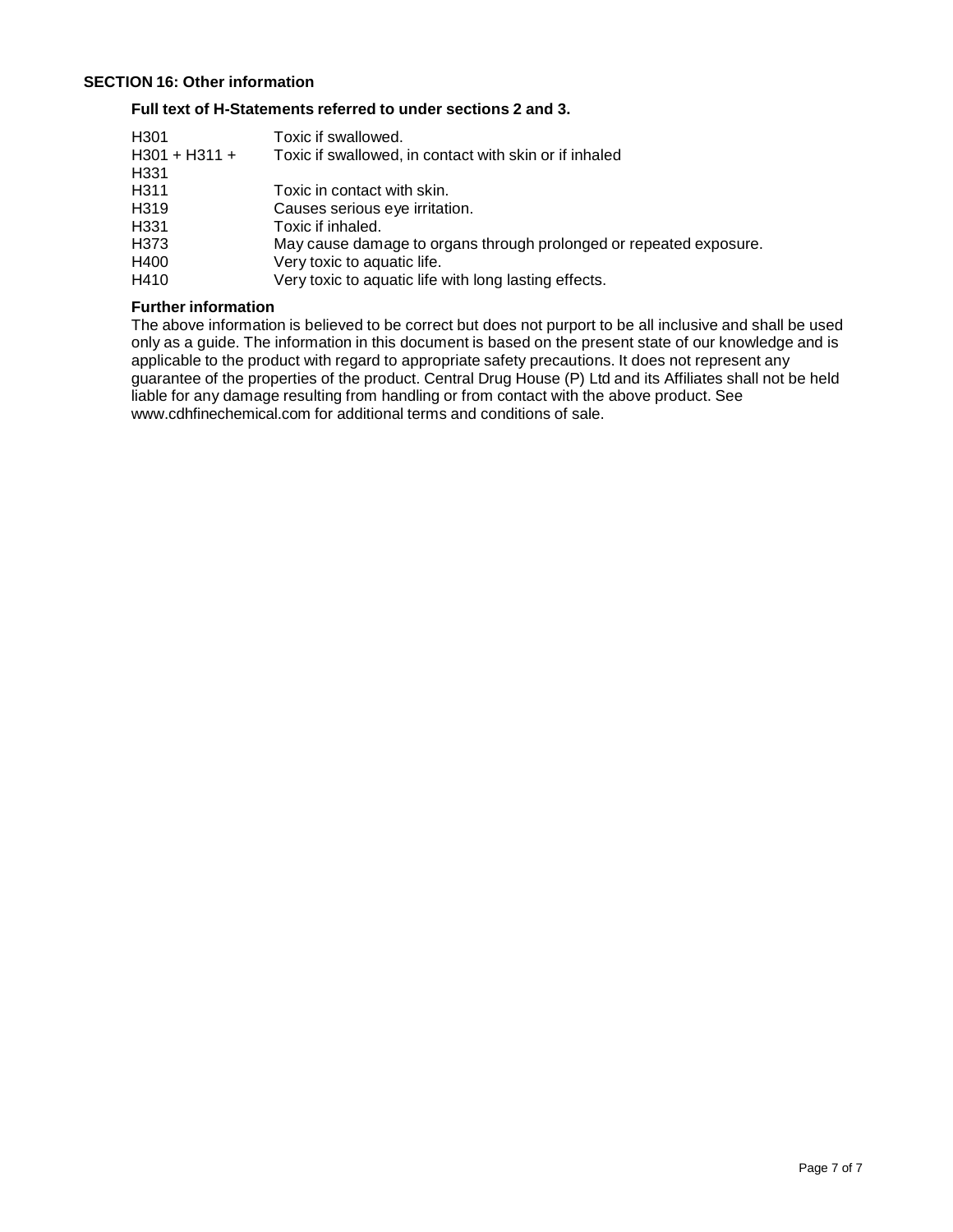## SECTION 16: Other information

### Full text of H-Statements referred to under sections 2 and 3.

| | |
|---|---|
| H301 | Toxic if swallowed. |
| H301 + H311 + H331 | Toxic if swallowed, in contact with skin or if inhaled |
| H311 | Toxic in contact with skin. |
| H319 | Causes serious eye irritation. |
| H331 | Toxic if inhaled. |
| H373 | May cause damage to organs through prolonged or repeated exposure. |
| H400 | Very toxic to aquatic life. |
| H410 | Very toxic to aquatic life with long lasting effects. |

### Further information

The above information is believed to be correct but does not purport to be all inclusive and shall be used only as a guide. The information in this document is based on the present state of our knowledge and is applicable to the product with regard to appropriate safety precautions. It does not represent any guarantee of the properties of the product. Central Drug House (P) Ltd and its Affiliates shall not be held liable for any damage resulting from handling or from contact with the above product. See www.cdhfinechemical.com for additional terms and conditions of sale.